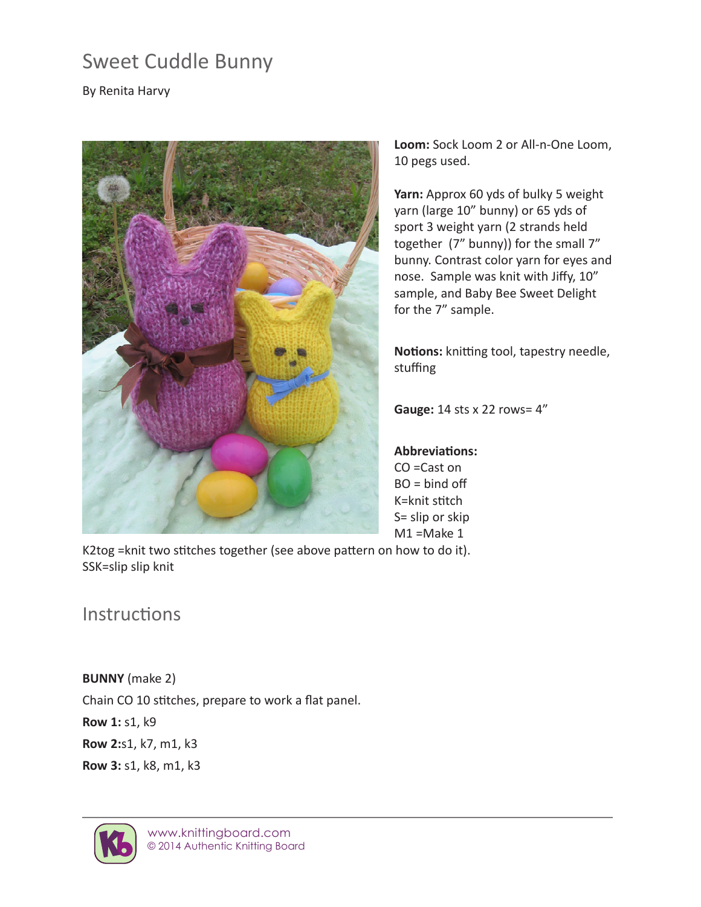# Sweet Cuddle Bunny

By Renita Harvy

**Loom:** Sock Loom 2 or All-n-One Loom, 10 pegs used.

**Yarn:** Approx 60 yds of bulky 5 weight yarn (large 10" bunny) or 65 yds of sport 3 weight yarn (2 strands held together (7" bunny)) for the small 7" bunny. Contrast color yarn for eyes and nose. Sample was knit with Jiffy, 10" sample, and Baby Bee Sweet Delight for the 7" sample.

**Notions:** knitting tool, tapestry needle, stuffing

**Gauge:** 14 sts x 22 rows= 4"

**Abbreviations:**
CO =Cast on
BO = bind off
K=knit stitch
S= slip or skip
M1 =Make 1
K2tog =knit two stitches together (see above pattern on how to do it).
SSK=slip slip knit

## Instructions

**BUNNY** (make 2)

Chain CO 10 stitches, prepare to work a flat panel.

**Row 1:** s1, k9

**Row 2:**s1, k7, m1, k3

**Row 3:** s1, k8, m1, k3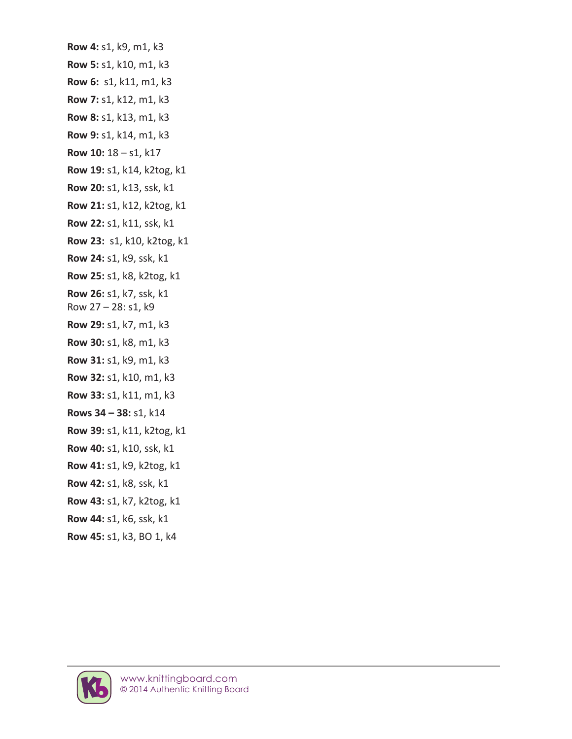**Row 4:** s1, k9, m1, k3

**Row 5:** s1, k10, m1, k3

**Row 6:** s1, k11, m1, k3

**Row 7:** s1, k12, m1, k3

**Row 8:** s1, k13, m1, k3

**Row 9:** s1, k14, m1, k3

**Row 10:** 18 – s1, k17

**Row 19:** s1, k14, k2tog, k1

**Row 20:** s1, k13, ssk, k1

**Row 21:** s1, k12, k2tog, k1

**Row 22:** s1, k11, ssk, k1

**Row 23:** s1, k10, k2tog, k1

**Row 24:** s1, k9, ssk, k1

**Row 25:** s1, k8, k2tog, k1

**Row 26:** s1, k7, ssk, k1

Row 27 – 28: s1, k9

**Row 29:** s1, k7, m1, k3

**Row 30:** s1, k8, m1, k3

**Row 31:** s1, k9, m1, k3

**Row 32:** s1, k10, m1, k3

**Row 33:** s1, k11, m1, k3

**Rows 34 – 38:** s1, k14

**Row 39:** s1, k11, k2tog, k1

**Row 40:** s1, k10, ssk, k1

**Row 41:** s1, k9, k2tog, k1

**Row 42:** s1, k8, ssk, k1

**Row 43:** s1, k7, k2tog, k1

**Row 44:** s1, k6, ssk, k1

**Row 45:** s1, k3, BO 1, k4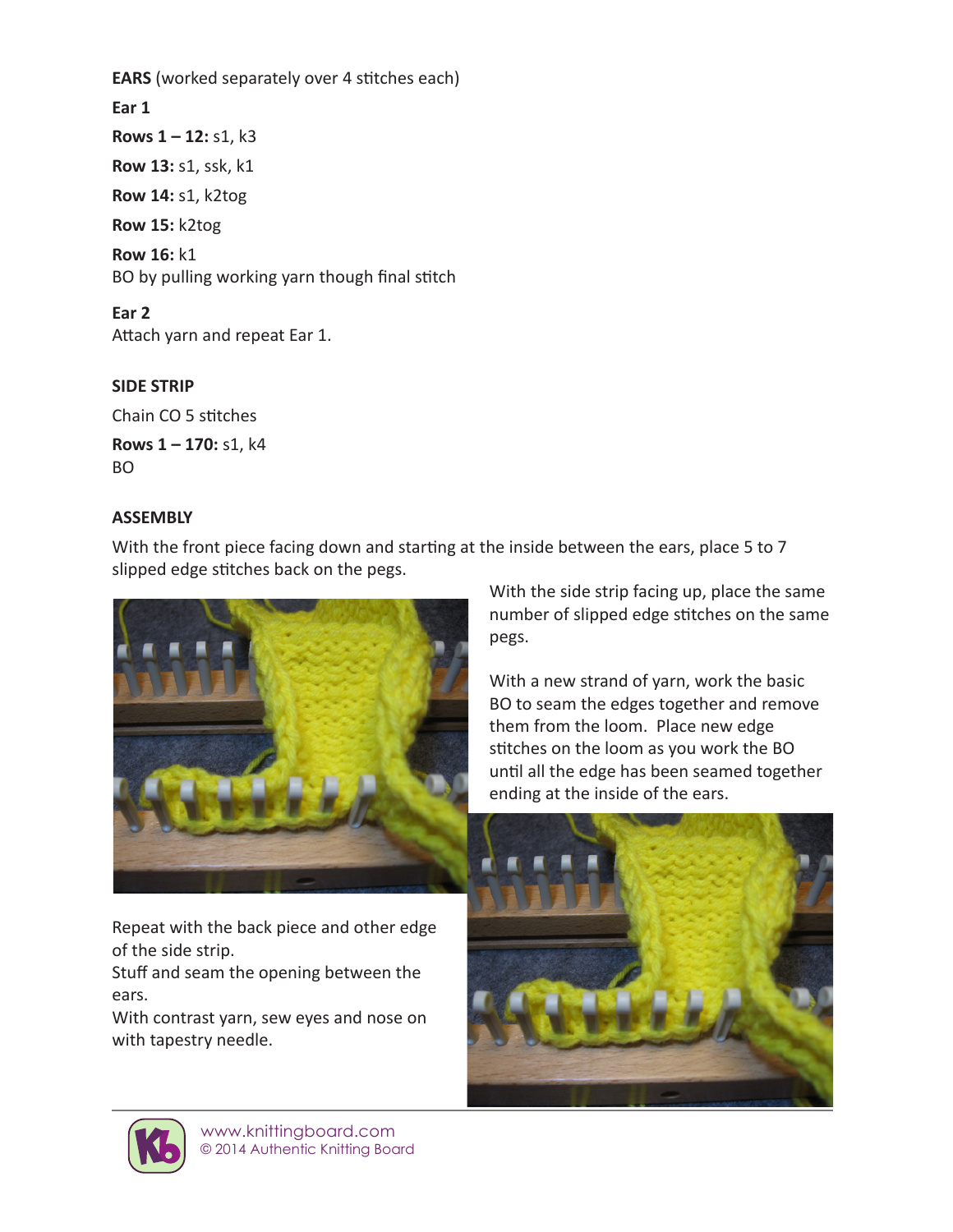**EARS** (worked separately over 4 stitches each)

**Ear 1**

**Rows 1 – 12:** s1, k3

**Row 13:** s1, ssk, k1

**Row 14:** s1, k2tog

**Row 15:** k2tog

**Row 16:** k1
BO by pulling working yarn though final stitch

**Ear 2**
Attach yarn and repeat Ear 1.

**SIDE STRIP**

Chain CO 5 stitches

**Rows 1 – 170:** s1, k4
BO

**ASSEMBLY**

With the front piece facing down and starting at the inside between the ears, place 5 to 7 slipped edge stitches back on the pegs.

With the side strip facing up, place the same number of slipped edge stitches on the same pegs.

With a new strand of yarn, work the basic BO to seam the edges together and remove them from the loom. Place new edge stitches on the loom as you work the BO until all the edge has been seamed together ending at the inside of the ears.

Repeat with the back piece and other edge of the side strip.
Stuff and seam the opening between the ears.
With contrast yarn, sew eyes and nose on with tapestry needle.